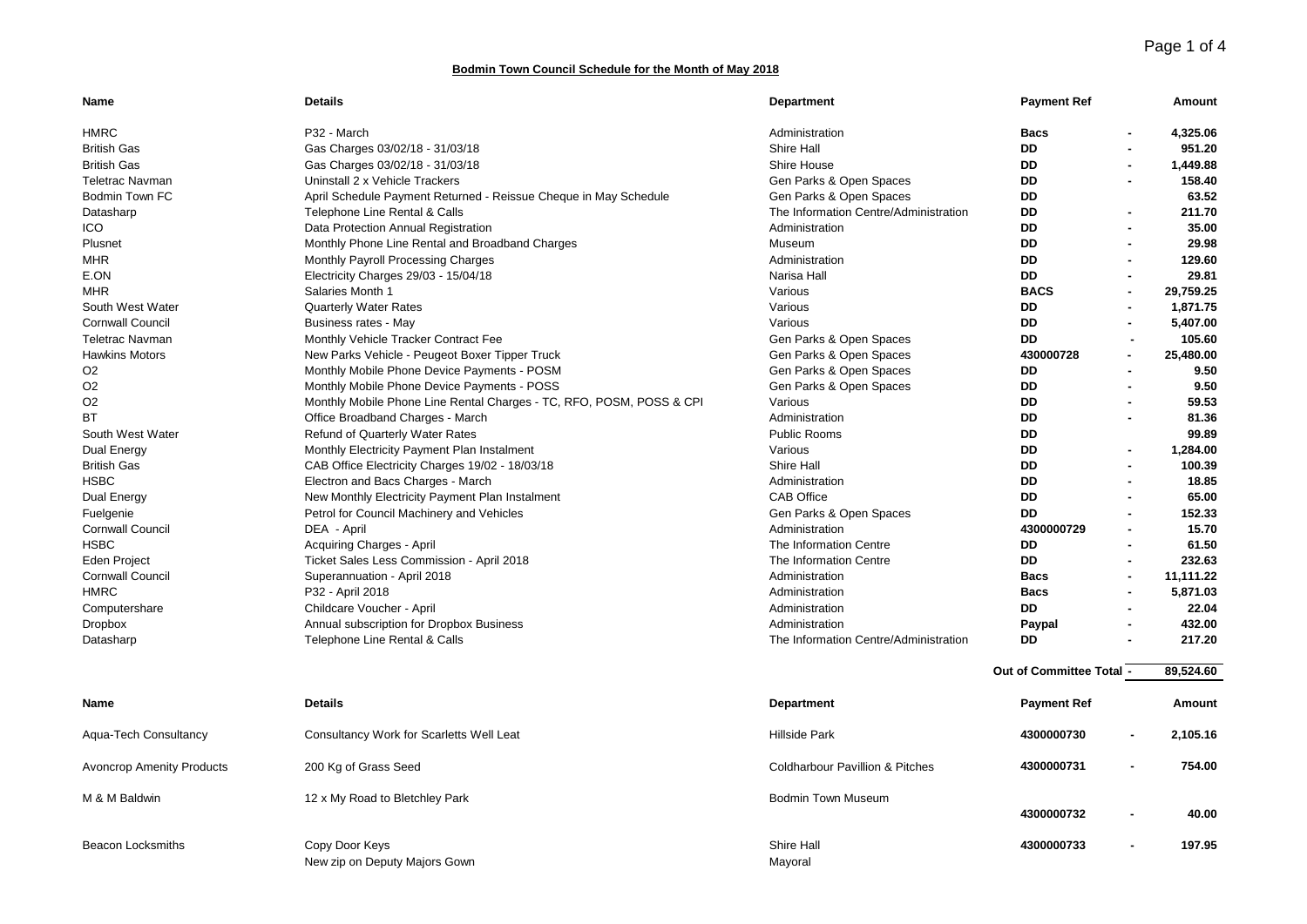**Bodmin Town Council Schedule for the Month of May 2018**

| Name | Details | Department | Payment Ref | | Amount |
|---|---|---|---|---|---|
| HMRC | P32 - March | Administration | Bacs | - | 4,325.06 |
| British Gas | Gas Charges 03/02/18 - 31/03/18 | Shire Hall | DD | - | 951.20 |
| British Gas | Gas Charges 03/02/18 - 31/03/18 | Shire House | DD | - | 1,449.88 |
| Teletrac Navman | Uninstall 2 x Vehicle Trackers | Gen Parks & Open Spaces | DD | - | 158.40 |
| Bodmin Town FC | April Schedule Payment Returned - Reissue Cheque in May Schedule | Gen Parks & Open Spaces | DD | | 63.52 |
| Datasharp | Telephone Line Rental & Calls | The Information Centre/Administration | DD | - | 211.70 |
| ICO | Data Protection Annual Registration | Administration | DD | - | 35.00 |
| Plusnet | Monthly Phone Line Rental and Broadband Charges | Museum | DD | - | 29.98 |
| MHR | Monthly Payroll Processing Charges | Administration | DD | - | 129.60 |
| E.ON | Electricity Charges 29/03 - 15/04/18 | Narisa Hall | DD | - | 29.81 |
| MHR | Salaries Month 1 | Various | BACS | - | 29,759.25 |
| South West Water | Quarterly Water Rates | Various | DD | - | 1,871.75 |
| Cornwall Council | Business rates - May | Various | DD | - | 5,407.00 |
| Teletrac Navman | Monthly Vehicle Tracker Contract Fee | Gen Parks & Open Spaces | DD | - | 105.60 |
| Hawkins Motors | New Parks Vehicle - Peugeot Boxer Tipper Truck | Gen Parks & Open Spaces | 430000728 | - | 25,480.00 |
| O2 | Monthly Mobile Phone Device Payments - POSM | Gen Parks & Open Spaces | DD | - | 9.50 |
| O2 | Monthly Mobile Phone Device Payments - POSS | Gen Parks & Open Spaces | DD | - | 9.50 |
| O2 | Monthly Mobile Phone Line Rental Charges - TC, RFO, POSM, POSS & CPI | Various | DD | - | 59.53 |
| BT | Office Broadband Charges - March | Administration | DD | - | 81.36 |
| South West Water | Refund of Quarterly Water Rates | Public Rooms | DD | | 99.89 |
| Dual Energy | Monthly Electricity Payment Plan Instalment | Various | DD | - | 1,284.00 |
| British Gas | CAB Office Electricity Charges 19/02 - 18/03/18 | Shire Hall | DD | - | 100.39 |
| HSBC | Electron and Bacs Charges - March | Administration | DD | - | 18.85 |
| Dual Energy | New Monthly Electricity Payment Plan Instalment | CAB Office | DD | - | 65.00 |
| Fuelgenie | Petrol for Council Machinery and Vehicles | Gen Parks & Open Spaces | DD | - | 152.33 |
| Cornwall Council | DEA - April | Administration | 4300000729 | - | 15.70 |
| HSBC | Acquiring Charges - April | The Information Centre | DD | - | 61.50 |
| Eden Project | Ticket Sales Less Commission - April 2018 | The Information Centre | DD | - | 232.63 |
| Cornwall Council | Superannuation - April 2018 | Administration | Bacs | - | 11,111.22 |
| HMRC | P32 - April 2018 | Administration | Bacs | - | 5,871.03 |
| Computershare | Childcare Voucher - April | Administration | DD | - | 22.04 |
| Dropbox | Annual subscription for Dropbox Business | Administration | Paypal | - | 432.00 |
| Datasharp | Telephone Line Rental & Calls | The Information Centre/Administration | DD | - | 217.20 |
| | | | Out of Committee Total | - | 89,524.60 |

| Name | Details | Department | Payment Ref | | Amount |
|---|---|---|---|---|---|
| Aqua-Tech Consultancy | Consultancy Work for Scarletts Well Leat | Hillside Park | 4300000730 | - | 2,105.16 |
| Avoncrop Amenity Products | 200 Kg of Grass Seed | Coldharbour Pavillion & Pitches | 4300000731 | - | 754.00 |
| M & M Baldwin | 12 x My Road to Bletchley Park | Bodmin Town Museum | 4300000732 | - | 40.00 |
| Beacon Locksmiths | Copy Door Keys | Shire Hall | 4300000733 | - | 197.95 |
| | New zip on Deputy Majors Gown | Mayoral | | | |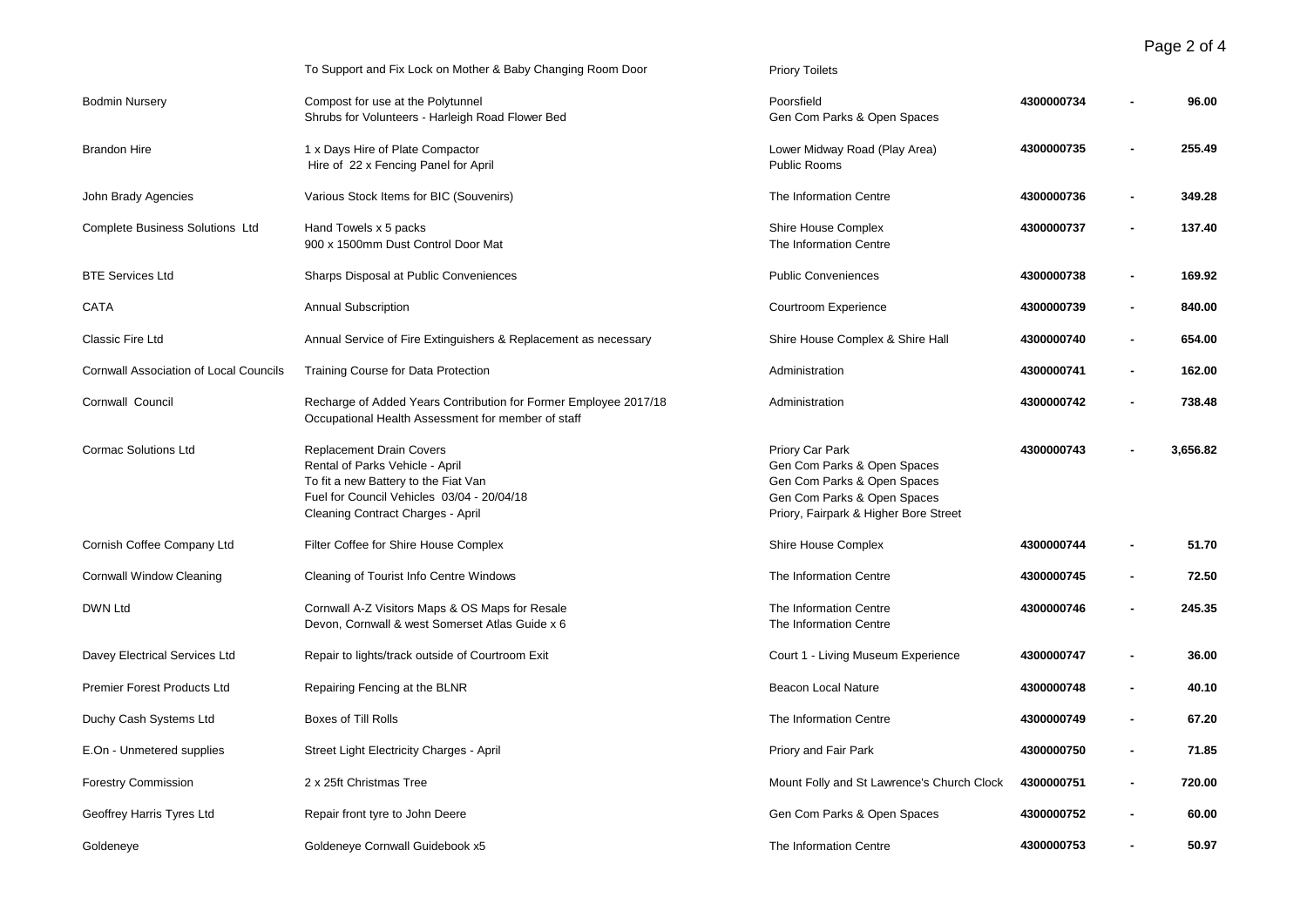| | | | | | |
|---|---|---|---|---|---|
| | To Support and Fix Lock on Mother & Baby Changing Room Door | Priory Toilets | | | |
| Bodmin Nursery | Compost for use at the Polytunnel<br>Shrubs for Volunteers - Harleigh Road Flower Bed | Poorsfield<br>Gen Com Parks & Open Spaces | 4300000734 | - | 96.00 |
| Brandon Hire | 1 x Days Hire of Plate Compactor<br>Hire of 22 x Fencing Panel for April | Lower Midway Road (Play Area)<br>Public Rooms | 4300000735 | - | 255.49 |
| John Brady Agencies | Various Stock Items for BIC (Souvenirs) | The Information Centre | 4300000736 | - | 349.28 |
| Complete Business Solutions Ltd | Hand Towels x 5 packs<br>900 x 1500mm Dust Control Door Mat | Shire House Complex<br>The Information Centre | 4300000737 | - | 137.40 |
| BTE Services Ltd | Sharps Disposal at Public Conveniences | Public Conveniences | 4300000738 | - | 169.92 |
| CATA | Annual Subscription | Courtroom Experience | 4300000739 | - | 840.00 |
| Classic Fire Ltd | Annual Service of Fire Extinguishers & Replacement as necessary | Shire House Complex & Shire Hall | 4300000740 | - | 654.00 |
| Cornwall Association of Local Councils | Training Course for Data Protection | Administration | 4300000741 | - | 162.00 |
| Cornwall Council | Recharge of Added Years Contribution for Former Employee 2017/18<br>Occupational Health Assessment for member of staff | Administration | 4300000742 | - | 738.48 |
| Cormac Solutions Ltd | Replacement Drain Covers<br>Rental of Parks Vehicle - April<br>To fit a new Battery to the Fiat Van<br>Fuel for Council Vehicles 03/04 - 20/04/18<br>Cleaning Contract Charges - April | Priory Car Park<br>Gen Com Parks & Open Spaces<br>Gen Com Parks & Open Spaces<br>Gen Com Parks & Open Spaces<br>Priory, Fairpark & Higher Bore Street | 4300000743 | - | 3,656.82 |
| Cornish Coffee Company Ltd | Filter Coffee for Shire House Complex | Shire House Complex | 4300000744 | - | 51.70 |
| Cornwall Window Cleaning | Cleaning of Tourist Info Centre Windows | The Information Centre | 4300000745 | - | 72.50 |
| DWN Ltd | Cornwall A-Z Visitors Maps & OS Maps for Resale<br>Devon, Cornwall & west Somerset Atlas Guide x 6 | The Information Centre<br>The Information Centre | 4300000746 | - | 245.35 |
| Davey Electrical Services Ltd | Repair to lights/track outside of Courtroom Exit | Court 1 - Living Museum Experience | 4300000747 | - | 36.00 |
| Premier Forest Products Ltd | Repairing Fencing at the BLNR | Beacon Local Nature | 4300000748 | - | 40.10 |
| Duchy Cash Systems Ltd | Boxes of Till Rolls | The Information Centre | 4300000749 | - | 67.20 |
| E.On - Unmetered supplies | Street Light Electricity Charges - April | Priory and Fair Park | 4300000750 | - | 71.85 |
| Forestry Commission | 2 x 25ft Christmas Tree | Mount Folly and St Lawrence's Church Clock | 4300000751 | - | 720.00 |
| Geoffrey Harris Tyres Ltd | Repair front tyre to John Deere | Gen Com Parks & Open Spaces | 4300000752 | - | 60.00 |
| Goldeneye | Goldeneye Cornwall Guidebook x5 | The Information Centre | 4300000753 | - | 50.97 |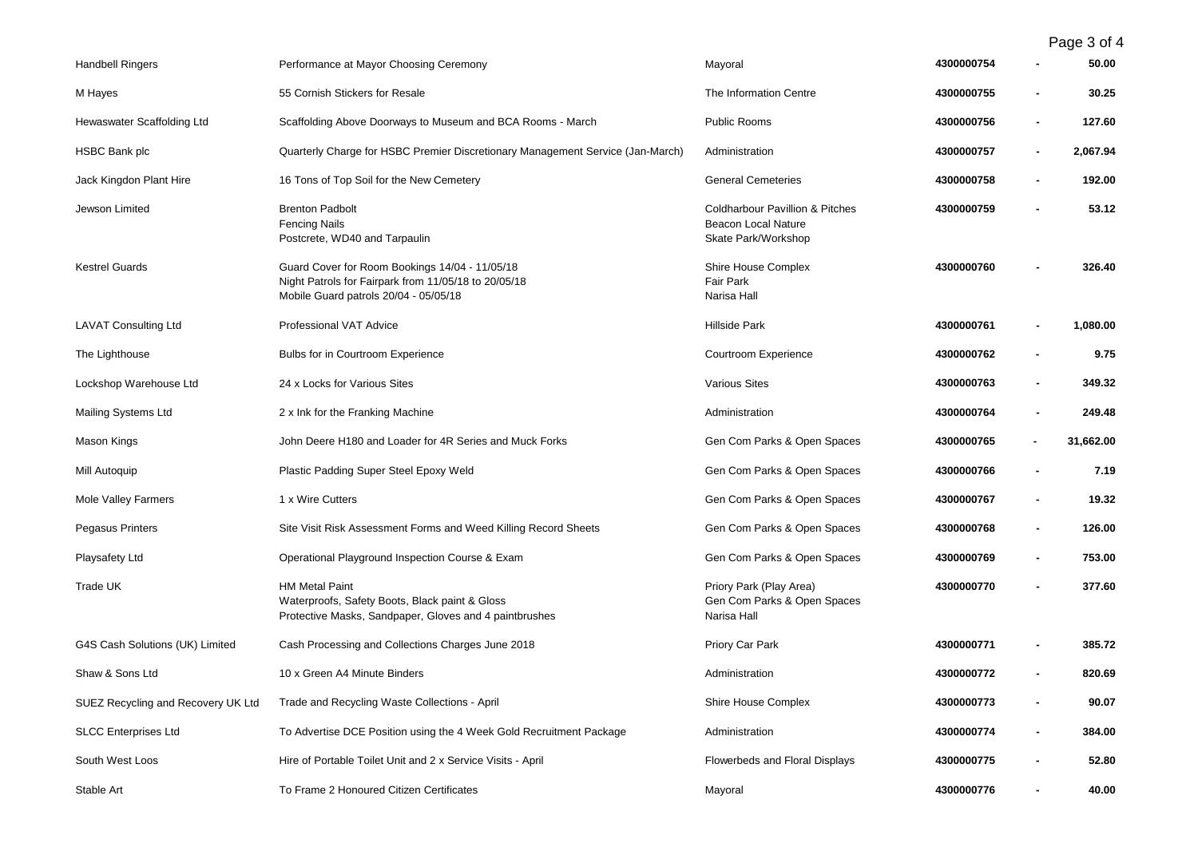| | | | | | |
|---|---|---|---|---|---|
| Handbell Ringers | Performance at Mayor Choosing Ceremony | Mayoral | **4300000754** | - | **50.00** |
| M Hayes | 55 Cornish Stickers for Resale | The Information Centre | **4300000755** | - | **30.25** |
| Hewaswater Scaffolding Ltd | Scaffolding Above Doorways to Museum and BCA Rooms - March | Public Rooms | **4300000756** | - | **127.60** |
| HSBC Bank plc | Quarterly Charge for HSBC Premier Discretionary Management Service (Jan-March) | Administration | **4300000757** | - | **2,067.94** |
| Jack Kingdon Plant Hire | 16 Tons of Top Soil for the New Cemetery | General Cemeteries | **4300000758** | - | **192.00** |
| Jewson Limited | Brenton Padbolt<br>Fencing Nails<br>Postcrete, WD40 and Tarpaulin | Coldharbour Pavillion & Pitches<br>Beacon Local Nature<br>Skate Park/Workshop | **4300000759** | - | **53.12** |
| Kestrel Guards | Guard Cover for Room Bookings 14/04 - 11/05/18<br>Night Patrols for Fairpark from 11/05/18 to 20/05/18<br>Mobile Guard patrols 20/04 - 05/05/18 | Shire House Complex<br>Fair Park<br>Narisa Hall | **4300000760** | - | **326.40** |
| LAVAT Consulting Ltd | Professional VAT Advice | Hillside Park | **4300000761** | - | **1,080.00** |
| The Lighthouse | Bulbs for in Courtroom Experience | Courtroom Experience | **4300000762** | - | **9.75** |
| Lockshop Warehouse Ltd | 24 x Locks for Various Sites | Various Sites | **4300000763** | - | **349.32** |
| Mailing Systems Ltd | 2 x Ink for the Franking Machine | Administration | **4300000764** | - | **249.48** |
| Mason Kings | John Deere H180 and Loader for 4R Series and Muck Forks | Gen Com Parks & Open Spaces | **4300000765** | - | **31,662.00** |
| Mill Autoquip | Plastic Padding Super Steel Epoxy Weld | Gen Com Parks & Open Spaces | **4300000766** | - | **7.19** |
| Mole Valley Farmers | 1 x Wire Cutters | Gen Com Parks & Open Spaces | **4300000767** | - | **19.32** |
| Pegasus Printers | Site Visit Risk Assessment Forms and Weed Killing Record Sheets | Gen Com Parks & Open Spaces | **4300000768** | - | **126.00** |
| Playsafety Ltd | Operational Playground Inspection Course & Exam | Gen Com Parks & Open Spaces | **4300000769** | - | **753.00** |
| Trade UK | HM Metal Paint<br>Waterproofs, Safety Boots, Black paint & Gloss<br>Protective Masks, Sandpaper, Gloves and 4 paintbrushes | Priory Park (Play Area)<br>Gen Com Parks & Open Spaces<br>Narisa Hall | **4300000770** | - | **377.60** |
| G4S Cash Solutions (UK) Limited | Cash Processing and Collections Charges June 2018 | Priory Car Park | **4300000771** | - | **385.72** |
| Shaw & Sons Ltd | 10 x Green A4 Minute Binders | Administration | **4300000772** | - | **820.69** |
| SUEZ Recycling and Recovery UK Ltd | Trade and Recycling Waste Collections - April | Shire House Complex | **4300000773** | - | **90.07** |
| SLCC Enterprises Ltd | To Advertise DCE Position using the 4 Week Gold Recruitment Package | Administration | **4300000774** | - | **384.00** |
| South West Loos | Hire of Portable Toilet Unit and 2 x Service Visits - April | Flowerbeds and Floral Displays | **4300000775** | - | **52.80** |
| Stable Art | To Frame 2 Honoured Citizen Certificates | Mayoral | **4300000776** | - | **40.00** |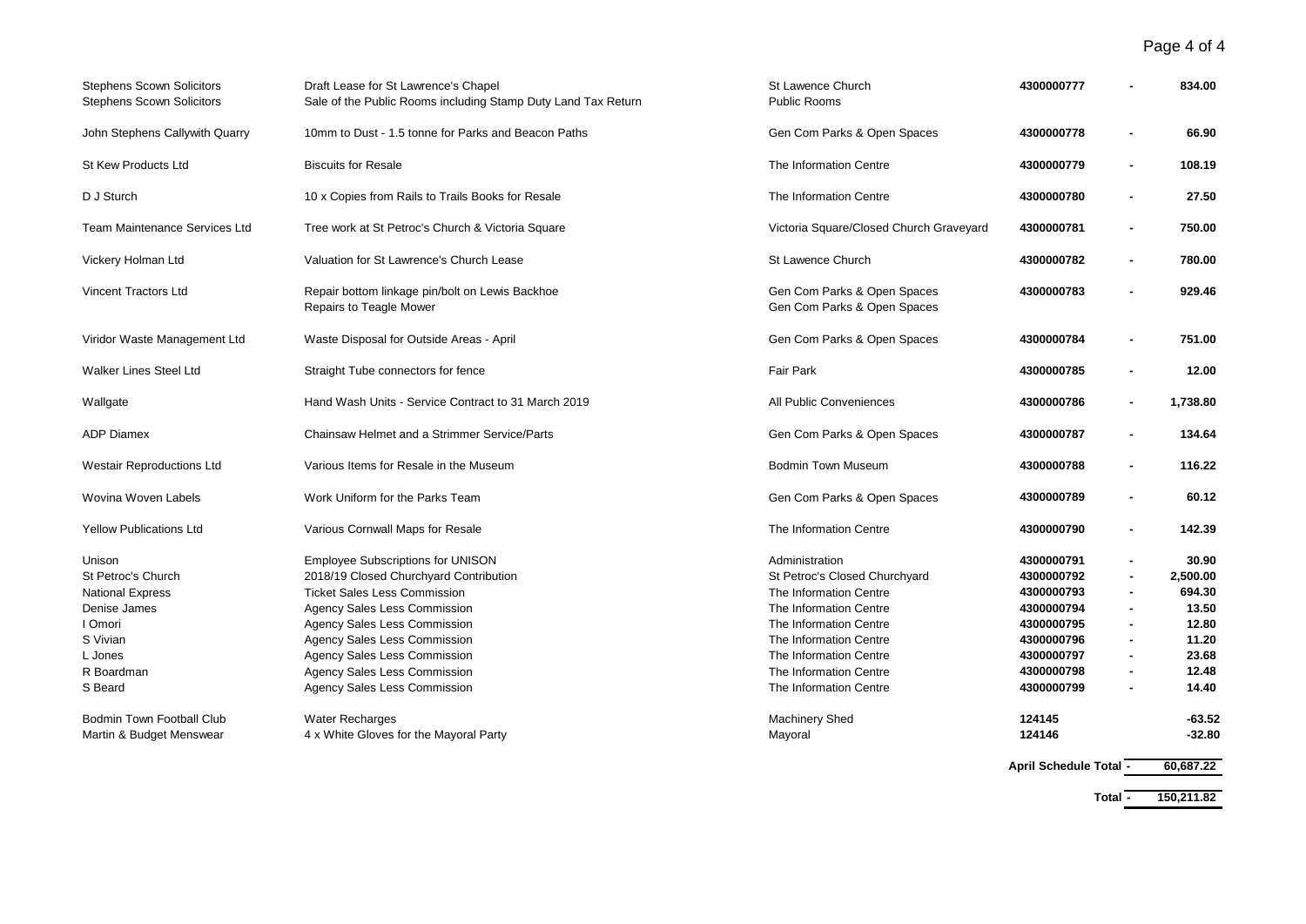| | | | | | |
|---|---|---|---|---|---|
| Stephens Scown Solicitors | Draft Lease for St Lawrence's Chapel | St Lawence Church | **4300000777** | **-** | **834.00** |
| Stephens Scown Solicitors | Sale of the Public Rooms including Stamp Duty Land Tax Return | Public Rooms | | | |
| John Stephens Callywith Quarry | 10mm to Dust - 1.5 tonne for Parks and Beacon Paths | Gen Com Parks & Open Spaces | **4300000778** | **-** | **66.90** |
| St Kew Products Ltd | Biscuits for Resale | The Information Centre | **4300000779** | **-** | **108.19** |
| D J Sturch | 10 x Copies from Rails to Trails Books for Resale | The Information Centre | **4300000780** | **-** | **27.50** |
| Team Maintenance Services Ltd | Tree work at St Petroc's Church & Victoria Square | Victoria Square/Closed Church Graveyard | **4300000781** | **-** | **750.00** |
| Vickery Holman Ltd | Valuation for St Lawrence's Church Lease | St Lawence Church | **4300000782** | **-** | **780.00** |
| Vincent Tractors Ltd | Repair bottom linkage pin/bolt on Lewis Backhoe | Gen Com Parks & Open Spaces | **4300000783** | **-** | **929.46** |
| | Repairs to Teagle Mower | Gen Com Parks & Open Spaces | | | |
| Viridor Waste Management Ltd | Waste Disposal for Outside Areas - April | Gen Com Parks & Open Spaces | **4300000784** | **-** | **751.00** |
| Walker Lines Steel Ltd | Straight Tube connectors for fence | Fair Park | **4300000785** | **-** | **12.00** |
| Wallgate | Hand Wash Units - Service Contract to 31 March 2019 | All Public Conveniences | **4300000786** | **-** | **1,738.80** |
| ADP Diamex | Chainsaw Helmet and a Strimmer Service/Parts | Gen Com Parks & Open Spaces | **4300000787** | **-** | **134.64** |
| Westair Reproductions Ltd | Various Items for Resale in the Museum | Bodmin Town Museum | **4300000788** | **-** | **116.22** |
| Wovina Woven Labels | Work Uniform for the Parks Team | Gen Com Parks & Open Spaces | **4300000789** | **-** | **60.12** |
| Yellow Publications Ltd | Various Cornwall Maps for Resale | The Information Centre | **4300000790** | **-** | **142.39** |
| Unison | Employee Subscriptions for UNISON | Administration | **4300000791** | **-** | **30.90** |
| St Petroc's Church | 2018/19 Closed Churchyard Contribution | St Petroc's Closed Churchyard | **4300000792** | **-** | **2,500.00** |
| National Express | Ticket Sales Less Commission | The Information Centre | **4300000793** | **-** | **694.30** |
| Denise James | Agency Sales Less Commission | The Information Centre | **4300000794** | **-** | **13.50** |
| I Omori | Agency Sales Less Commission | The Information Centre | **4300000795** | **-** | **12.80** |
| S Vivian | Agency Sales Less Commission | The Information Centre | **4300000796** | **-** | **11.20** |
| L Jones | Agency Sales Less Commission | The Information Centre | **4300000797** | **-** | **23.68** |
| R Boardman | Agency Sales Less Commission | The Information Centre | **4300000798** | **-** | **12.48** |
| S Beard | Agency Sales Less Commission | The Information Centre | **4300000799** | **-** | **14.40** |
| Bodmin Town Football Club | Water Recharges | Machinery Shed | **124145** | | **-63.52** |
| Martin & Budget Menswear | 4 x White Gloves for the Mayoral Party | Mayoral | **124146** | | **-32.80** |
| | | | **April Schedule Total** | **-** | **60,687.22** |
| | | | **Total** | **-** | **150,211.82** |